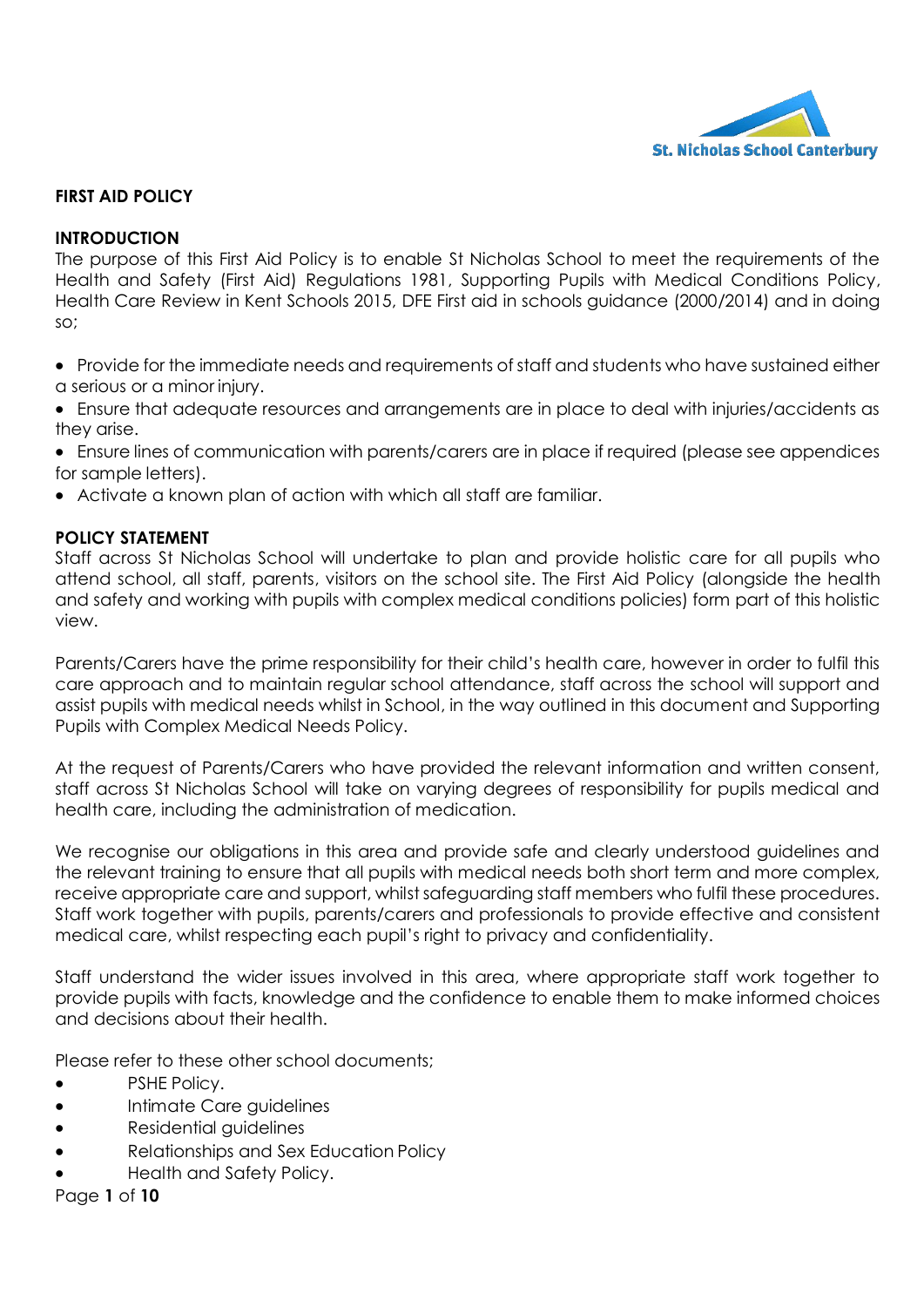St. Nicholas School Canterbury

## FIRST AID POLICY

### INTRODUCTION

The purpose of this First Aid Policy is to enable St Nicholas School to meet the requirements of the Health and Safety (First Aid) Regulations 1981, Supporting Pupils with Medical Conditions Policy, Health Care Review in Kent Schools 2015, DFE First aid in schools guidance (2000/2014) and in doing so;

- Provide for the immediate needs and requirements of staff and students who have sustained either a serious or a minor injury.
- Ensure that adequate resources and arrangements are in place to deal with injuries/accidents as they arise.
- Ensure lines of communication with parents/carers are in place if required (please see appendices for sample letters).
- Activate a known plan of action with which all staff are familiar.

### POLICY STATEMENT

Staff across St Nicholas School will undertake to plan and provide holistic care for all pupils who attend school, all staff, parents, visitors on the school site. The First Aid Policy (alongside the health and safety and working with pupils with complex medical conditions policies) form part of this holistic view.

Parents/Carers have the prime responsibility for their child's health care, however in order to fulfil this care approach and to maintain regular school attendance, staff across the school will support and assist pupils with medical needs whilst in School, in the way outlined in this document and Supporting Pupils with Complex Medical Needs Policy.

At the request of Parents/Carers who have provided the relevant information and written consent, staff across St Nicholas School will take on varying degrees of responsibility for pupils medical and health care, including the administration of medication.

We recognise our obligations in this area and provide safe and clearly understood guidelines and the relevant training to ensure that all pupils with medical needs both short term and more complex, receive appropriate care and support, whilst safeguarding staff members who fulfil these procedures. Staff work together with pupils, parents/carers and professionals to provide effective and consistent medical care, whilst respecting each pupil's right to privacy and confidentiality.

Staff understand the wider issues involved in this area, where appropriate staff work together to provide pupils with facts, knowledge and the confidence to enable them to make informed choices and decisions about their health.

Please refer to these other school documents;

- PSHE Policy.
- Intimate Care guidelines
- Residential guidelines
- Relationships and Sex Education Policy
- Health and Safety Policy.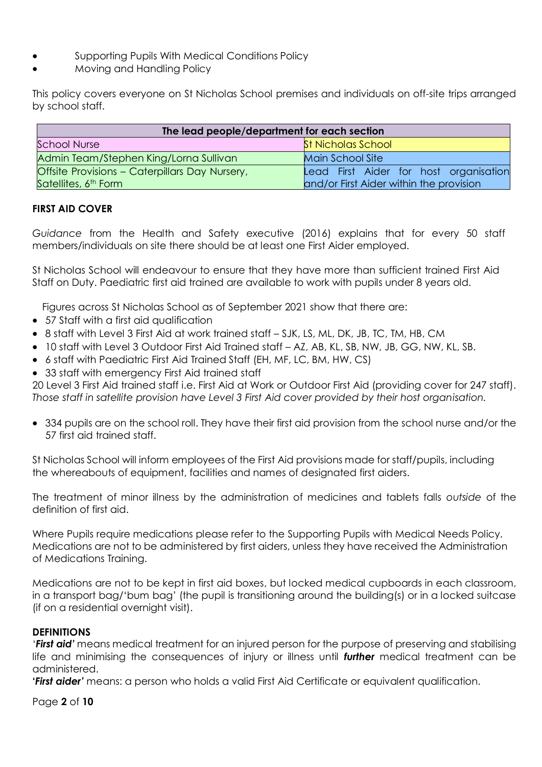- Supporting Pupils With Medical Conditions Policy
- Moving and Handling Policy

This policy covers everyone on St Nicholas School premises and individuals on off-site trips arranged by school staff.

| The lead people/department for each section | |
|---|---|
| School Nurse | St Nicholas School |
| Admin Team/Stephen King/Lorna Sullivan | Main School Site |
| Offsite Provisions – Caterpillars Day Nursery, Satellites, 6th Form | Lead First Aider for host organisation and/or First Aider within the provision |

**FIRST AID COVER**

*Guidance* from the Health and Safety executive (2016) explains that for every 50 staff members/individuals on site there should be at least one First Aider employed.

St Nicholas School will endeavour to ensure that they have more than sufficient trained First Aid Staff on Duty. Paediatric first aid trained are available to work with pupils under 8 years old.

Figures across St Nicholas School as of September 2021 show that there are:

- 57 Staff with a first aid qualification
- 8 staff with Level 3 First Aid at work trained staff – SJK, LS, ML, DK, JB, TC, TM, HB, CM
- 10 staff with Level 3 Outdoor First Aid Trained staff – AZ, AB, KL, SB, NW, JB, GG, NW, KL, SB.
- 6 staff with Paediatric First Aid Trained Staff (EH, MF, LC, BM, HW, CS)
- 33 staff with emergency First Aid trained staff

20 Level 3 First Aid trained staff i.e. First Aid at Work or Outdoor First Aid (providing cover for 247 staff). *Those staff in satellite provision have Level 3 First Aid cover provided by their host organisation.*

- 334 pupils are on the school roll. They have their first aid provision from the school nurse and/or the 57 first aid trained staff.

St Nicholas School will inform employees of the First Aid provisions made for staff/pupils, including the whereabouts of equipment, facilities and names of designated first aiders.

The treatment of minor illness by the administration of medicines and tablets falls *outside* of the definition of first aid.

Where Pupils require medications please refer to the Supporting Pupils with Medical Needs Policy. Medications are not to be administered by first aiders, unless they have received the Administration of Medications Training.

Medications are not to be kept in first aid boxes, but locked medical cupboards in each classroom, in a transport bag/'bum bag' (the pupil is transitioning around the building(s) or in a locked suitcase (if on a residential overnight visit).

**DEFINITIONS**

'***First aid'*** means medical treatment for an injured person for the purpose of preserving and stabilising life and minimising the consequences of injury or illness until ***further*** medical treatment can be administered.

**'*First aider'*** means: a person who holds a valid First Aid Certificate or equivalent qualification.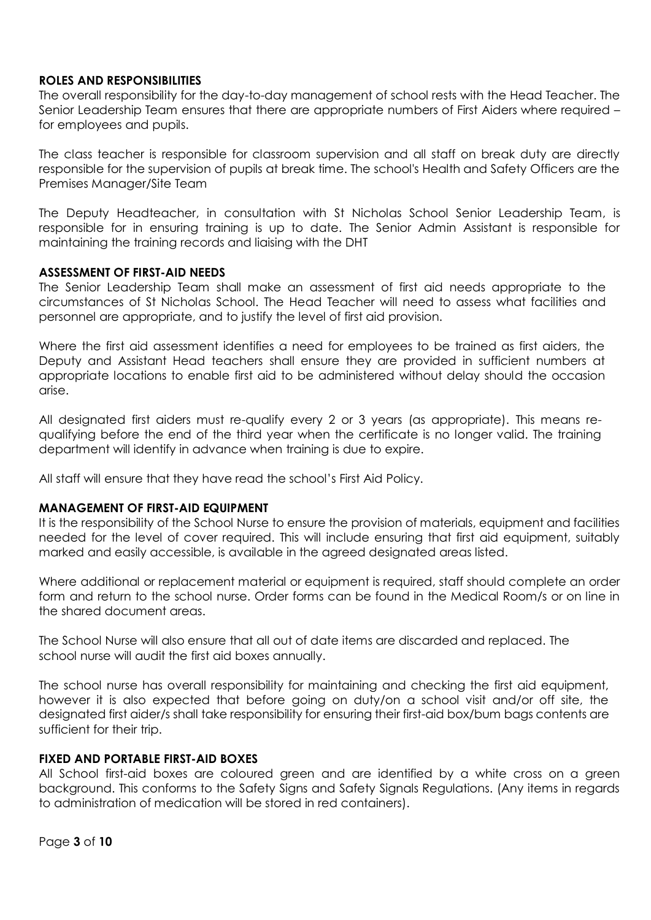## ROLES AND RESPONSIBILITIES

The overall responsibility for the day-to-day management of school rests with the Head Teacher. The Senior Leadership Team ensures that there are appropriate numbers of First Aiders where required – for employees and pupils.

The class teacher is responsible for classroom supervision and all staff on break duty are directly responsible for the supervision of pupils at break time. The school's Health and Safety Officers are the Premises Manager/Site Team

The Deputy Headteacher, in consultation with St Nicholas School Senior Leadership Team, is responsible for in ensuring training is up to date. The Senior Admin Assistant is responsible for maintaining the training records and liaising with the DHT

## ASSESSMENT OF FIRST-AID NEEDS

The Senior Leadership Team shall make an assessment of first aid needs appropriate to the circumstances of St Nicholas School. The Head Teacher will need to assess what facilities and personnel are appropriate, and to justify the level of first aid provision.

Where the first aid assessment identifies a need for employees to be trained as first aiders, the Deputy and Assistant Head teachers shall ensure they are provided in sufficient numbers at appropriate locations to enable first aid to be administered without delay should the occasion arise.

All designated first aiders must re-qualify every 2 or 3 years (as appropriate). This means re-qualifying before the end of the third year when the certificate is no longer valid. The training department will identify in advance when training is due to expire.

All staff will ensure that they have read the school's First Aid Policy.

## MANAGEMENT OF FIRST-AID EQUIPMENT

It is the responsibility of the School Nurse to ensure the provision of materials, equipment and facilities needed for the level of cover required. This will include ensuring that first aid equipment, suitably marked and easily accessible, is available in the agreed designated areas listed.

Where additional or replacement material or equipment is required, staff should complete an order form and return to the school nurse. Order forms can be found in the Medical Room/s or on line in the shared document areas.

The School Nurse will also ensure that all out of date items are discarded and replaced. The school nurse will audit the first aid boxes annually.

The school nurse has overall responsibility for maintaining and checking the first aid equipment, however it is also expected that before going on duty/on a school visit and/or off site, the designated first aider/s shall take responsibility for ensuring their first-aid box/bum bags contents are sufficient for their trip.

## FIXED AND PORTABLE FIRST-AID BOXES

All School first-aid boxes are coloured green and are identified by a white cross on a green background. This conforms to the Safety Signs and Safety Signals Regulations. (Any items in regards to administration of medication will be stored in red containers).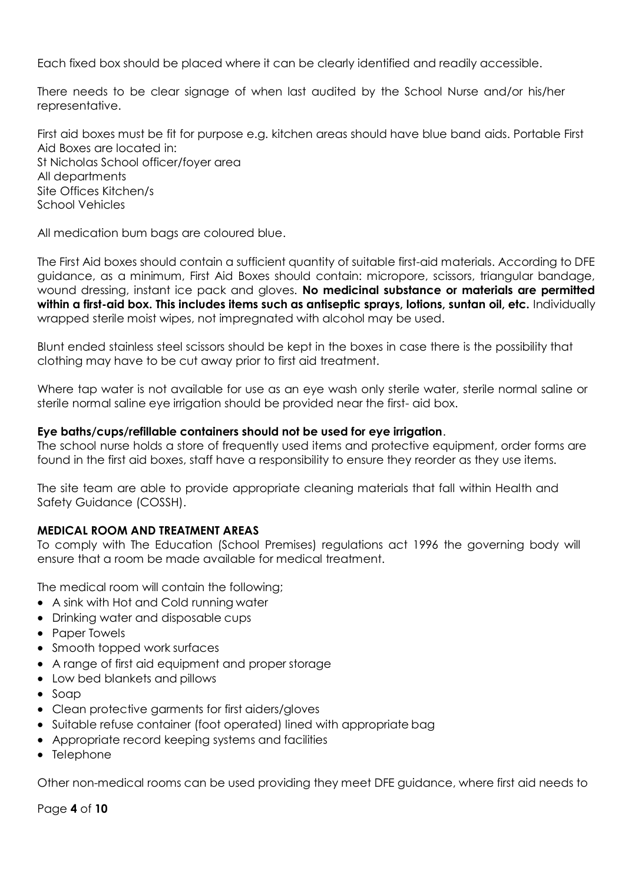Each fixed box should be placed where it can be clearly identified and readily accessible.

There needs to be clear signage of when last audited by the School Nurse and/or his/her representative.

First aid boxes must be fit for purpose e.g. kitchen areas should have blue band aids. Portable First Aid Boxes are located in:
St Nicholas School officer/foyer area
All departments
Site Offices Kitchen/s
School Vehicles

All medication bum bags are coloured blue.

The First Aid boxes should contain a sufficient quantity of suitable first-aid materials. According to DFE guidance, as a minimum, First Aid Boxes should contain: micropore, scissors, triangular bandage, wound dressing, instant ice pack and gloves. **No medicinal substance or materials are permitted within a first-aid box. This includes items such as antiseptic sprays, lotions, suntan oil, etc.** Individually wrapped sterile moist wipes, not impregnated with alcohol may be used.

Blunt ended stainless steel scissors should be kept in the boxes in case there is the possibility that clothing may have to be cut away prior to first aid treatment.

Where tap water is not available for use as an eye wash only sterile water, sterile normal saline or sterile normal saline eye irrigation should be provided near the first- aid box.

**Eye baths/cups/refillable containers should not be used for eye irrigation**.
The school nurse holds a store of frequently used items and protective equipment, order forms are found in the first aid boxes, staff have a responsibility to ensure they reorder as they use items.

The site team are able to provide appropriate cleaning materials that fall within Health and Safety Guidance (COSSH).

**MEDICAL ROOM AND TREATMENT AREAS**
To comply with The Education (School Premises) regulations act 1996 the governing body will ensure that a room be made available for medical treatment.

The medical room will contain the following;

- A sink with Hot and Cold running water
- Drinking water and disposable cups
- Paper Towels
- Smooth topped work surfaces
- A range of first aid equipment and proper storage
- Low bed blankets and pillows
- Soap
- Clean protective garments for first aiders/gloves
- Suitable refuse container (foot operated) lined with appropriate bag
- Appropriate record keeping systems and facilities
- Telephone

Other non-medical rooms can be used providing they meet DFE guidance, where first aid needs to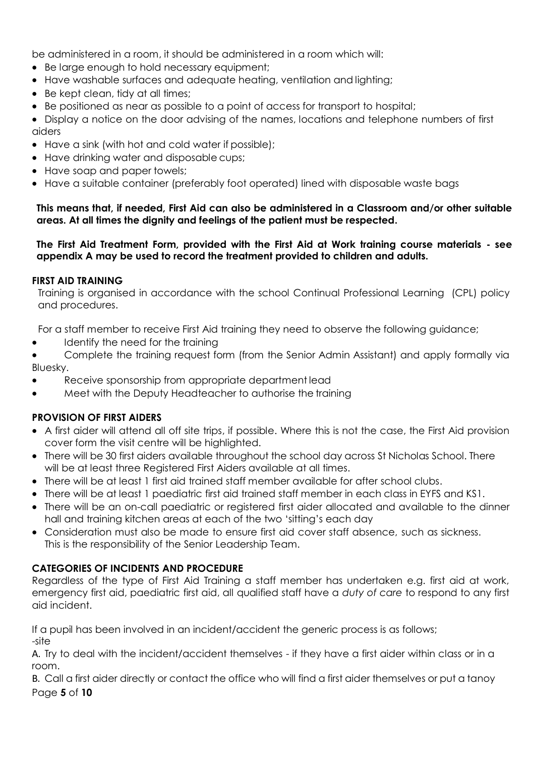be administered in a room, it should be administered in a room which will:

- Be large enough to hold necessary equipment;
- Have washable surfaces and adequate heating, ventilation and lighting;
- Be kept clean, tidy at all times;
- Be positioned as near as possible to a point of access for transport to hospital;
- Display a notice on the door advising of the names, locations and telephone numbers of first aiders
- Have a sink (with hot and cold water if possible);
- Have drinking water and disposable cups;
- Have soap and paper towels;
- Have a suitable container (preferably foot operated) lined with disposable waste bags

**This means that, if needed, First Aid can also be administered in a Classroom and/or other suitable areas. At all times the dignity and feelings of the patient must be respected.**

**The First Aid Treatment Form, provided with the First Aid at Work training course materials - see appendix A may be used to record the treatment provided to children and adults.**

### FIRST AID TRAINING

Training is organised in accordance with the school Continual Professional Learning (CPL) policy and procedures.

For a staff member to receive First Aid training they need to observe the following guidance;

- Identify the need for the training
- Complete the training request form (from the Senior Admin Assistant) and apply formally via Bluesky.
- Receive sponsorship from appropriate department lead
- Meet with the Deputy Headteacher to authorise the training

### PROVISION OF FIRST AIDERS

- A first aider will attend all off site trips, if possible. Where this is not the case, the First Aid provision cover form the visit centre will be highlighted.
- There will be 30 first aiders available throughout the school day across St Nicholas School. There will be at least three Registered First Aiders available at all times.
- There will be at least 1 first aid trained staff member available for after school clubs.
- There will be at least 1 paediatric first aid trained staff member in each class in EYFS and KS1.
- There will be an on-call paediatric or registered first aider allocated and available to the dinner hall and training kitchen areas at each of the two 'sitting's each day
- Consideration must also be made to ensure first aid cover staff absence, such as sickness. This is the responsibility of the Senior Leadership Team.

### CATEGORIES OF INCIDENTS AND PROCEDURE

Regardless of the type of First Aid Training a staff member has undertaken e.g. first aid at work, emergency first aid, paediatric first aid, all qualified staff have a *duty of care* to respond to any first aid incident.

If a pupil has been involved in an incident/accident the generic process is as follows;
-site

A. Try to deal with the incident/accident themselves - if they have a first aider within class or in a room.

B. Call a first aider directly or contact the office who will find a first aider themselves or put a tanoy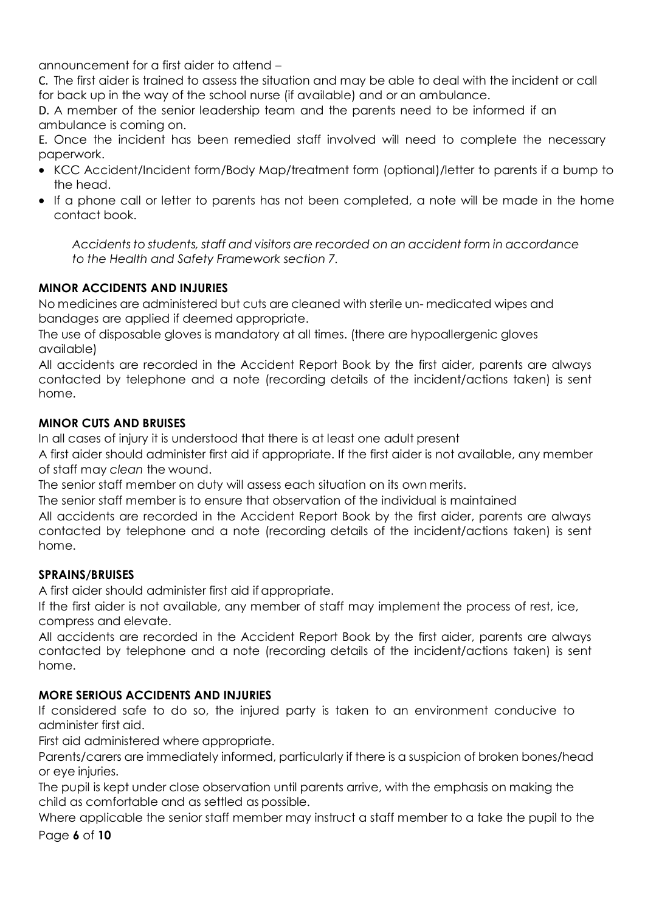announcement for a first aider to attend –

C. The first aider is trained to assess the situation and may be able to deal with the incident or call for back up in the way of the school nurse (if available) and or an ambulance.

D. A member of the senior leadership team and the parents need to be informed if an ambulance is coming on.

E. Once the incident has been remedied staff involved will need to complete the necessary paperwork.

- KCC Accident/Incident form/Body Map/treatment form (optional)/letter to parents if a bump to the head.
- If a phone call or letter to parents has not been completed, a note will be made in the home contact book.

*Accidents to students, staff and visitors are recorded on an accident form in accordance to the Health and Safety Framework section 7.*

**MINOR ACCIDENTS AND INJURIES**

No medicines are administered but cuts are cleaned with sterile un- medicated wipes and bandages are applied if deemed appropriate.

The use of disposable gloves is mandatory at all times. (there are hypoallergenic gloves available)

All accidents are recorded in the Accident Report Book by the first aider, parents are always contacted by telephone and a note (recording details of the incident/actions taken) is sent home.

**MINOR CUTS AND BRUISES**

In all cases of injury it is understood that there is at least one adult present

A first aider should administer first aid if appropriate. If the first aider is not available, any member of staff may *clean* the wound.

The senior staff member on duty will assess each situation on its own merits.

The senior staff member is to ensure that observation of the individual is maintained

All accidents are recorded in the Accident Report Book by the first aider, parents are always contacted by telephone and a note (recording details of the incident/actions taken) is sent home.

**SPRAINS/BRUISES**

A first aider should administer first aid if appropriate.

If the first aider is not available, any member of staff may implement the process of rest, ice, compress and elevate.

All accidents are recorded in the Accident Report Book by the first aider, parents are always contacted by telephone and a note (recording details of the incident/actions taken) is sent home.

**MORE SERIOUS ACCIDENTS AND INJURIES**

If considered safe to do so, the injured party is taken to an environment conducive to administer first aid.

First aid administered where appropriate.

Parents/carers are immediately informed, particularly if there is a suspicion of broken bones/head or eye injuries.

The pupil is kept under close observation until parents arrive, with the emphasis on making the child as comfortable and as settled as possible.

Where applicable the senior staff member may instruct a staff member to a take the pupil to the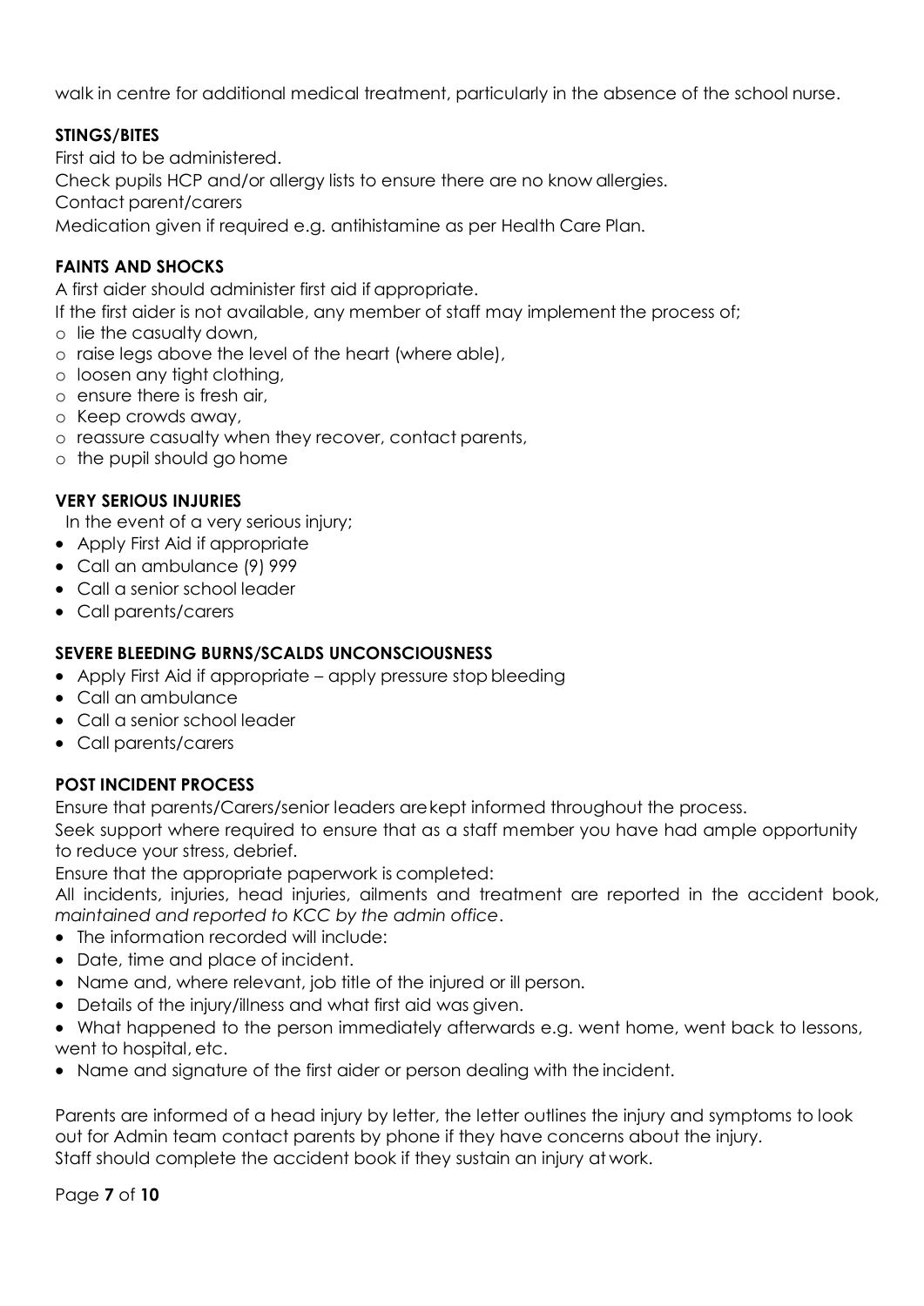walk in centre for additional medical treatment, particularly in the absence of the school nurse.

**STINGS/BITES**

First aid to be administered.
Check pupils HCP and/or allergy lists to ensure there are no know allergies.
Contact parent/carers
Medication given if required e.g. antihistamine as per Health Care Plan.

**FAINTS AND SHOCKS**

A first aider should administer first aid if appropriate.
If the first aider is not available, any member of staff may implement the process of;

- o lie the casualty down,
- o raise legs above the level of the heart (where able),
- o loosen any tight clothing,
- o ensure there is fresh air,
- o Keep crowds away,
- o reassure casualty when they recover, contact parents,
- o the pupil should go home

**VERY SERIOUS INJURIES**

In the event of a very serious injury;

- Apply First Aid if appropriate
- Call an ambulance (9) 999
- Call a senior school leader
- Call parents/carers

**SEVERE BLEEDING BURNS/SCALDS UNCONSCIOUSNESS**

- Apply First Aid if appropriate – apply pressure stop bleeding
- Call an ambulance
- Call a senior school leader
- Call parents/carers

**POST INCIDENT PROCESS**

Ensure that parents/Carers/senior leaders arekept informed throughout the process.
Seek support where required to ensure that as a staff member you have had ample opportunity to reduce your stress, debrief.
Ensure that the appropriate paperwork is completed:
All incidents, injuries, head injuries, ailments and treatment are reported in the accident book, *maintained and reported to KCC by the admin office*.

- The information recorded will include:
- Date, time and place of incident.
- Name and, where relevant, job title of the injured or ill person.
- Details of the injury/illness and what first aid was given.
- What happened to the person immediately afterwards e.g. went home, went back to lessons, went to hospital, etc.
- Name and signature of the first aider or person dealing with the incident.

Parents are informed of a head injury by letter, the letter outlines the injury and symptoms to look out for Admin team contact parents by phone if they have concerns about the injury.
Staff should complete the accident book if they sustain an injury at work.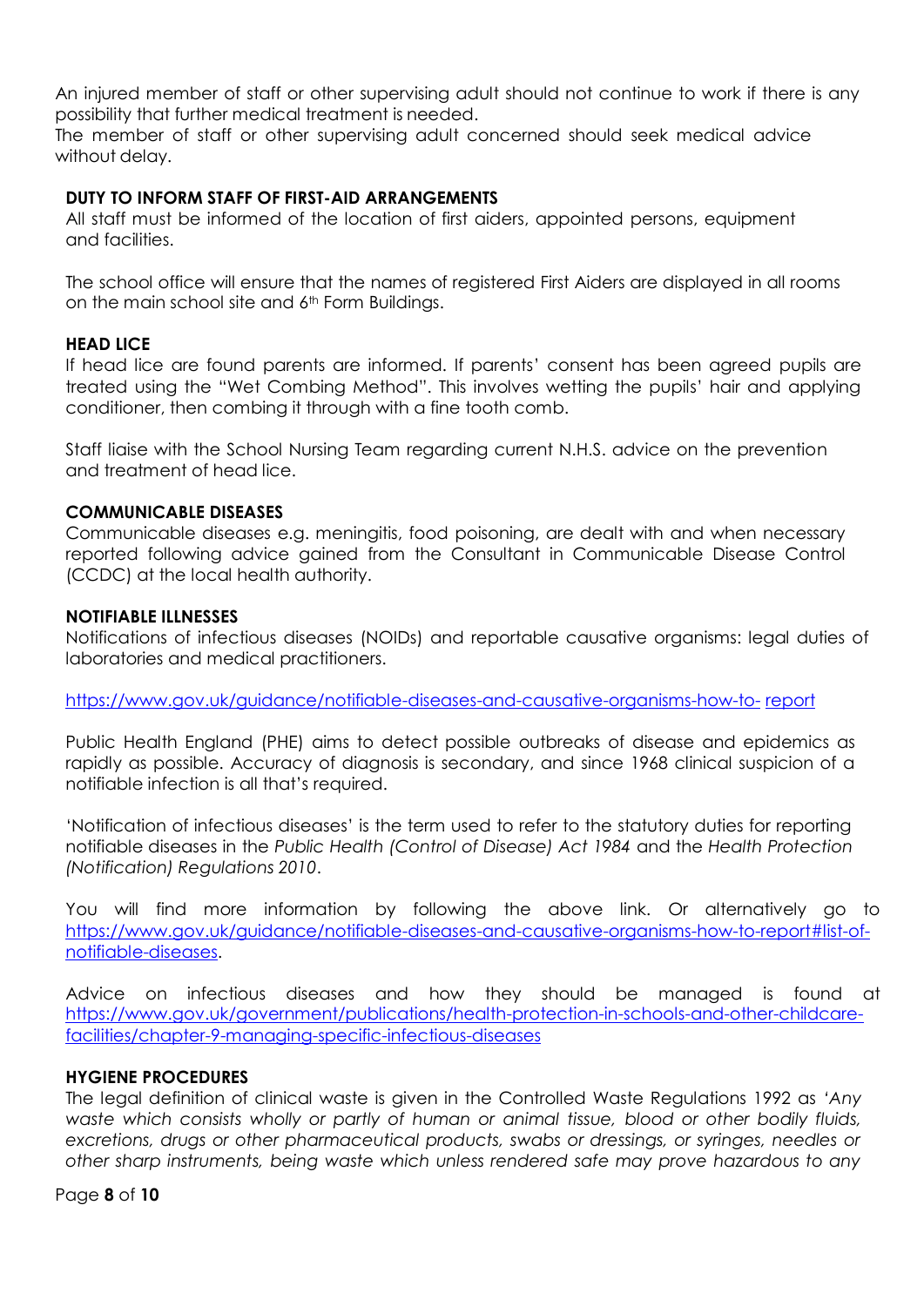An injured member of staff or other supervising adult should not continue to work if there is any possibility that further medical treatment is needed.
The member of staff or other supervising adult concerned should seek medical advice without delay.

**DUTY TO INFORM STAFF OF FIRST-AID ARRANGEMENTS**

All staff must be informed of the location of first aiders, appointed persons, equipment and facilities.

The school office will ensure that the names of registered First Aiders are displayed in all rooms on the main school site and 6th Form Buildings.

**HEAD LICE**

If head lice are found parents are informed. If parents' consent has been agreed pupils are treated using the "Wet Combing Method". This involves wetting the pupils' hair and applying conditioner, then combing it through with a fine tooth comb.

Staff liaise with the School Nursing Team regarding current N.H.S. advice on the prevention and treatment of head lice.

**COMMUNICABLE DISEASES**

Communicable diseases e.g. meningitis, food poisoning, are dealt with and when necessary reported following advice gained from the Consultant in Communicable Disease Control (CCDC) at the local health authority.

**NOTIFIABLE ILLNESSES**

Notifications of infectious diseases (NOIDs) and reportable causative organisms: legal duties of laboratories and medical practitioners.

https://www.gov.uk/guidance/notifiable-diseases-and-causative-organisms-how-to-report

Public Health England (PHE) aims to detect possible outbreaks of disease and epidemics as rapidly as possible. Accuracy of diagnosis is secondary, and since 1968 clinical suspicion of a notifiable infection is all that's required.

'Notification of infectious diseases' is the term used to refer to the statutory duties for reporting notifiable diseases in the *Public Health (Control of Disease) Act 1984* and the *Health Protection (Notification) Regulations 2010*.

You will find more information by following the above link. Or alternatively go to https://www.gov.uk/guidance/notifiable-diseases-and-causative-organisms-how-to-report#list-of-notifiable-diseases.

Advice on infectious diseases and how they should be managed is found at https://www.gov.uk/government/publications/health-protection-in-schools-and-other-childcare-facilities/chapter-9-managing-specific-infectious-diseases

**HYGIENE PROCEDURES**

The legal definition of clinical waste is given in the Controlled Waste Regulations 1992 as '*Any waste which consists wholly or partly of human or animal tissue, blood or other bodily fluids, excretions, drugs or other pharmaceutical products, swabs or dressings, or syringes, needles or other sharp instruments, being waste which unless rendered safe may prove hazardous to any*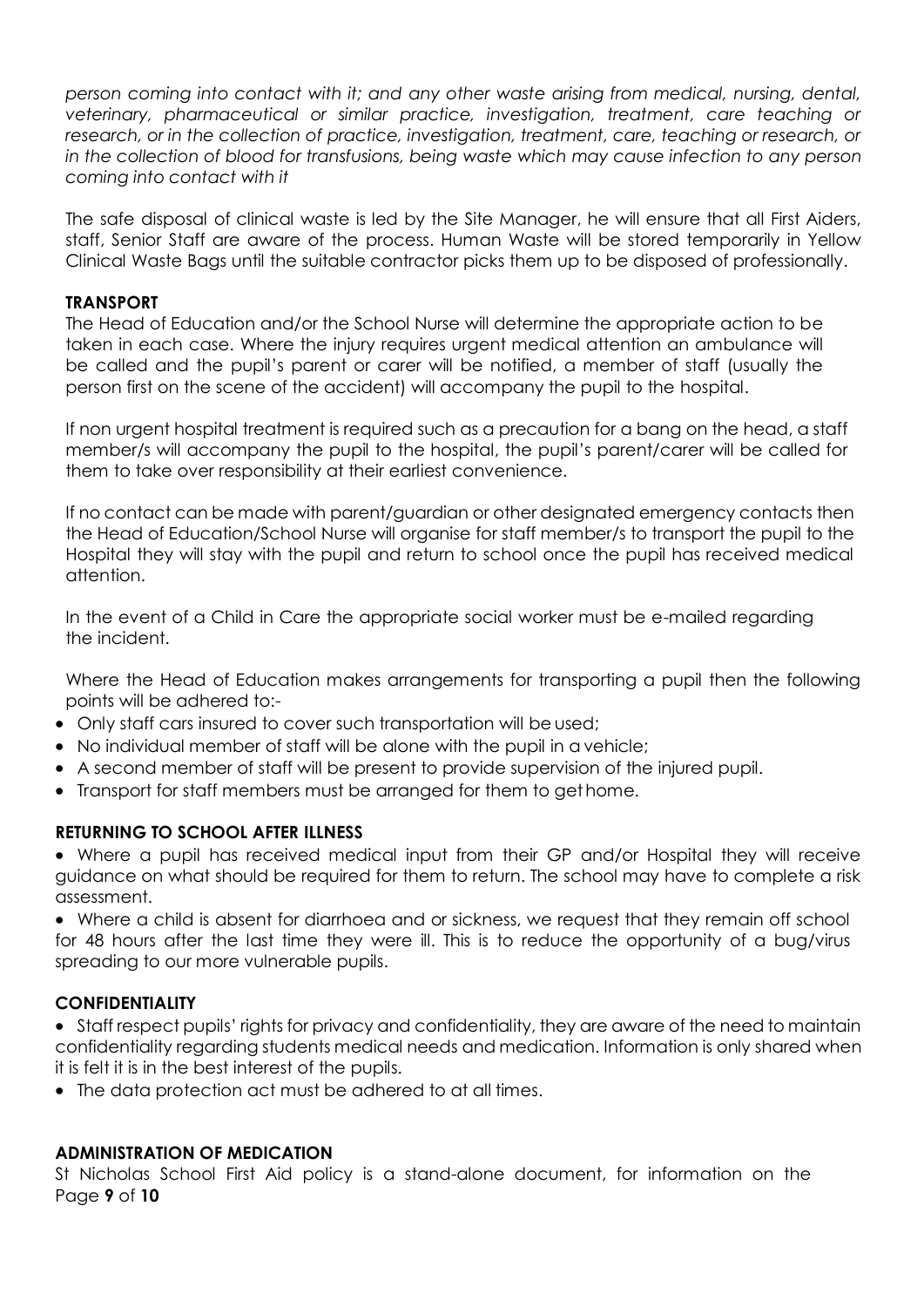*person coming into contact with it; and any other waste arising from medical, nursing, dental, veterinary, pharmaceutical or similar practice, investigation, treatment, care teaching or research, or in the collection of practice, investigation, treatment, care, teaching or research, or in the collection of blood for transfusions, being waste which may cause infection to any person coming into contact with it*

The safe disposal of clinical waste is led by the Site Manager, he will ensure that all First Aiders, staff, Senior Staff are aware of the process. Human Waste will be stored temporarily in Yellow Clinical Waste Bags until the suitable contractor picks them up to be disposed of professionally.

**TRANSPORT**

The Head of Education and/or the School Nurse will determine the appropriate action to be taken in each case. Where the injury requires urgent medical attention an ambulance will be called and the pupil's parent or carer will be notified, a member of staff (usually the person first on the scene of the accident) will accompany the pupil to the hospital.

If non urgent hospital treatment is required such as a precaution for a bang on the head, a staff member/s will accompany the pupil to the hospital, the pupil's parent/carer will be called for them to take over responsibility at their earliest convenience.

If no contact can be made with parent/guardian or other designated emergency contacts then the Head of Education/School Nurse will organise for staff member/s to transport the pupil to the Hospital they will stay with the pupil and return to school once the pupil has received medical attention.

In the event of a Child in Care the appropriate social worker must be e-mailed regarding the incident.

Where the Head of Education makes arrangements for transporting a pupil then the following points will be adhered to:-

- Only staff cars insured to cover such transportation will be used;
- No individual member of staff will be alone with the pupil in a vehicle;
- A second member of staff will be present to provide supervision of the injured pupil.
- Transport for staff members must be arranged for them to get home.

**RETURNING TO SCHOOL AFTER ILLNESS**

- Where a pupil has received medical input from their GP and/or Hospital they will receive guidance on what should be required for them to return. The school may have to complete a risk assessment.
- Where a child is absent for diarrhoea and or sickness, we request that they remain off school for 48 hours after the last time they were ill. This is to reduce the opportunity of a bug/virus spreading to our more vulnerable pupils.

**CONFIDENTIALITY**

- Staff respect pupils' rights for privacy and confidentiality, they are aware of the need to maintain confidentiality regarding students medical needs and medication. Information is only shared when it is felt it is in the best interest of the pupils.
- The data protection act must be adhered to at all times.

**ADMINISTRATION OF MEDICATION**

St Nicholas School First Aid policy is a stand-alone document, for information on the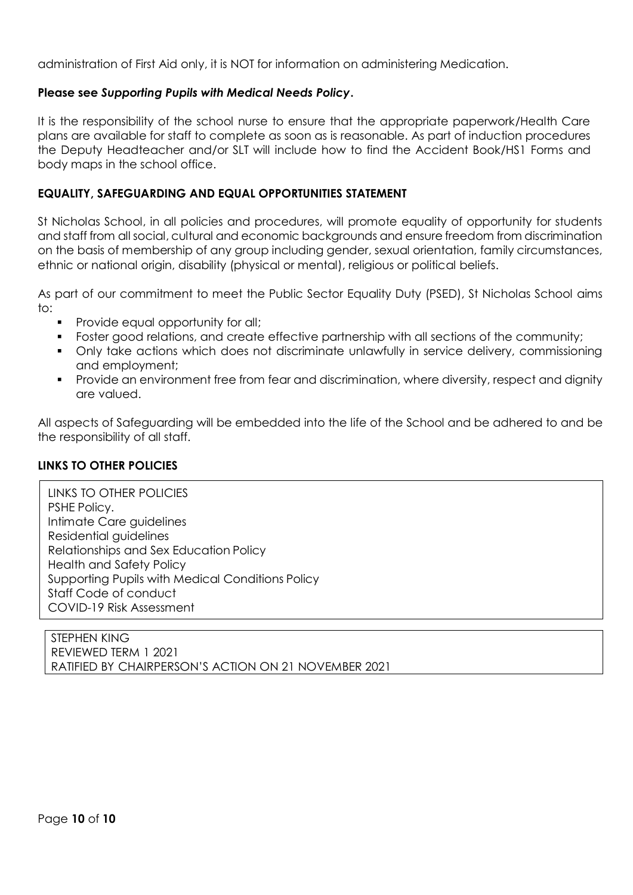administration of First Aid only, it is NOT for information on administering Medication.

**Please see *Supporting Pupils with Medical Needs Policy*.**

It is the responsibility of the school nurse to ensure that the appropriate paperwork/Health Care plans are available for staff to complete as soon as is reasonable. As part of induction procedures the Deputy Headteacher and/or SLT will include how to find the Accident Book/HS1 Forms and body maps in the school office.

### EQUALITY, SAFEGUARDING AND EQUAL OPPORTUNITIES STATEMENT

St Nicholas School, in all policies and procedures, will promote equality of opportunity for students and staff from all social, cultural and economic backgrounds and ensure freedom from discrimination on the basis of membership of any group including gender, sexual orientation, family circumstances, ethnic or national origin, disability (physical or mental), religious or political beliefs.

As part of our commitment to meet the Public Sector Equality Duty (PSED), St Nicholas School aims to:

- Provide equal opportunity for all;
- Foster good relations, and create effective partnership with all sections of the community;
- Only take actions which does not discriminate unlawfully in service delivery, commissioning and employment;
- Provide an environment free from fear and discrimination, where diversity, respect and dignity are valued.

All aspects of Safeguarding will be embedded into the life of the School and be adhered to and be the responsibility of all staff.

### LINKS TO OTHER POLICIES

LINKS TO OTHER POLICIES
PSHE Policy.
Intimate Care guidelines
Residential guidelines
Relationships and Sex Education Policy
Health and Safety Policy
Supporting Pupils with Medical Conditions Policy
Staff Code of conduct
COVID-19 Risk Assessment

STEPHEN KING
REVIEWED TERM 1 2021
RATIFIED BY CHAIRPERSON'S ACTION ON 21 NOVEMBER 2021